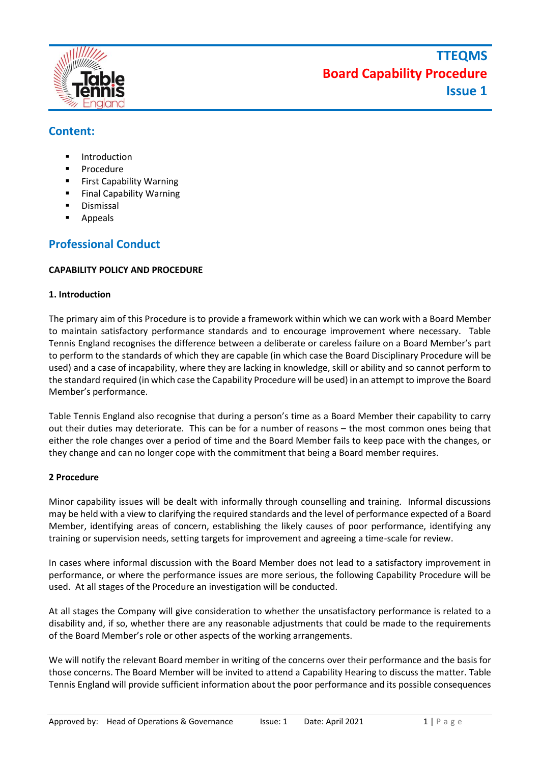# TTEQMS
# Board Capability Procedure
# Issue 1

## Content:

- Introduction
- Procedure
- First Capability Warning
- Final Capability Warning
- Dismissal
- Appeals

## Professional Conduct

**CAPABILITY POLICY AND PROCEDURE**

**1. Introduction**

The primary aim of this Procedure is to provide a framework within which we can work with a Board Member to maintain satisfactory performance standards and to encourage improvement where necessary. Table Tennis England recognises the difference between a deliberate or careless failure on a Board Member's part to perform to the standards of which they are capable (in which case the Board Disciplinary Procedure will be used) and a case of incapability, where they are lacking in knowledge, skill or ability and so cannot perform to the standard required (in which case the Capability Procedure will be used) in an attempt to improve the Board Member's performance.

Table Tennis England also recognise that during a person's time as a Board Member their capability to carry out their duties may deteriorate. This can be for a number of reasons – the most common ones being that either the role changes over a period of time and the Board Member fails to keep pace with the changes, or they change and can no longer cope with the commitment that being a Board member requires.

**2 Procedure**

Minor capability issues will be dealt with informally through counselling and training. Informal discussions may be held with a view to clarifying the required standards and the level of performance expected of a Board Member, identifying areas of concern, establishing the likely causes of poor performance, identifying any training or supervision needs, setting targets for improvement and agreeing a time-scale for review.

In cases where informal discussion with the Board Member does not lead to a satisfactory improvement in performance, or where the performance issues are more serious, the following Capability Procedure will be used. At all stages of the Procedure an investigation will be conducted.

At all stages the Company will give consideration to whether the unsatisfactory performance is related to a disability and, if so, whether there are any reasonable adjustments that could be made to the requirements of the Board Member's role or other aspects of the working arrangements.

We will notify the relevant Board member in writing of the concerns over their performance and the basis for those concerns. The Board Member will be invited to attend a Capability Hearing to discuss the matter. Table Tennis England will provide sufficient information about the poor performance and its possible consequences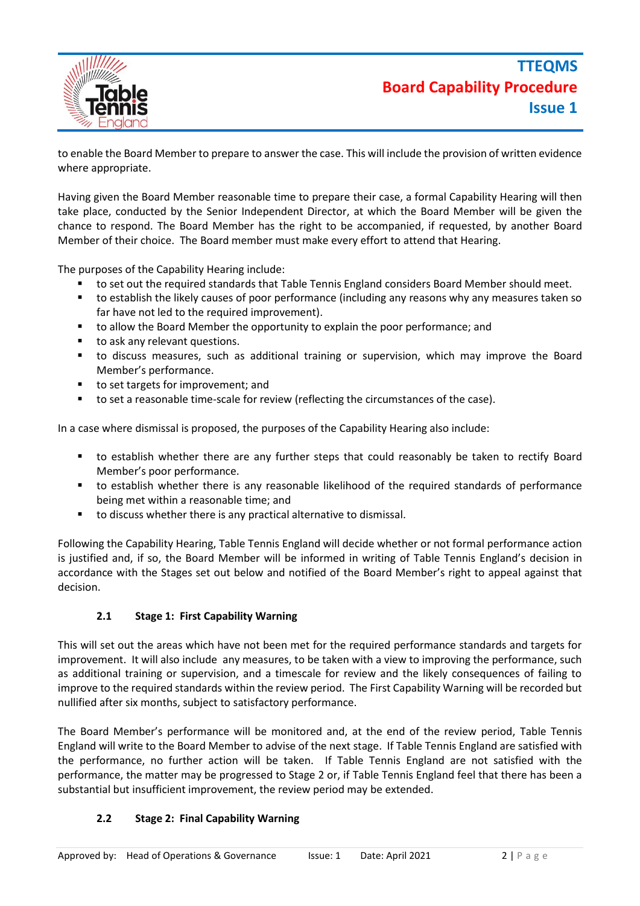to enable the Board Member to prepare to answer the case. This will include the provision of written evidence where appropriate.

Having given the Board Member reasonable time to prepare their case, a formal Capability Hearing will then take place, conducted by the Senior Independent Director, at which the Board Member will be given the chance to respond. The Board Member has the right to be accompanied, if requested, by another Board Member of their choice. The Board member must make every effort to attend that Hearing.

The purposes of the Capability Hearing include:

- to set out the required standards that Table Tennis England considers Board Member should meet.
- to establish the likely causes of poor performance (including any reasons why any measures taken so far have not led to the required improvement).
- to allow the Board Member the opportunity to explain the poor performance; and
- to ask any relevant questions.
- to discuss measures, such as additional training or supervision, which may improve the Board Member's performance.
- to set targets for improvement; and
- to set a reasonable time-scale for review (reflecting the circumstances of the case).

In a case where dismissal is proposed, the purposes of the Capability Hearing also include:

- to establish whether there are any further steps that could reasonably be taken to rectify Board Member's poor performance.
- to establish whether there is any reasonable likelihood of the required standards of performance being met within a reasonable time; and
- to discuss whether there is any practical alternative to dismissal.

Following the Capability Hearing, Table Tennis England will decide whether or not formal performance action is justified and, if so, the Board Member will be informed in writing of Table Tennis England's decision in accordance with the Stages set out below and notified of the Board Member's right to appeal against that decision.

### 2.1 Stage 1: First Capability Warning

This will set out the areas which have not been met for the required performance standards and targets for improvement. It will also include any measures, to be taken with a view to improving the performance, such as additional training or supervision, and a timescale for review and the likely consequences of failing to improve to the required standards within the review period. The First Capability Warning will be recorded but nullified after six months, subject to satisfactory performance.

The Board Member's performance will be monitored and, at the end of the review period, Table Tennis England will write to the Board Member to advise of the next stage. If Table Tennis England are satisfied with the performance, no further action will be taken. If Table Tennis England are not satisfied with the performance, the matter may be progressed to Stage 2 or, if Table Tennis England feel that there has been a substantial but insufficient improvement, the review period may be extended.

### 2.2 Stage 2: Final Capability Warning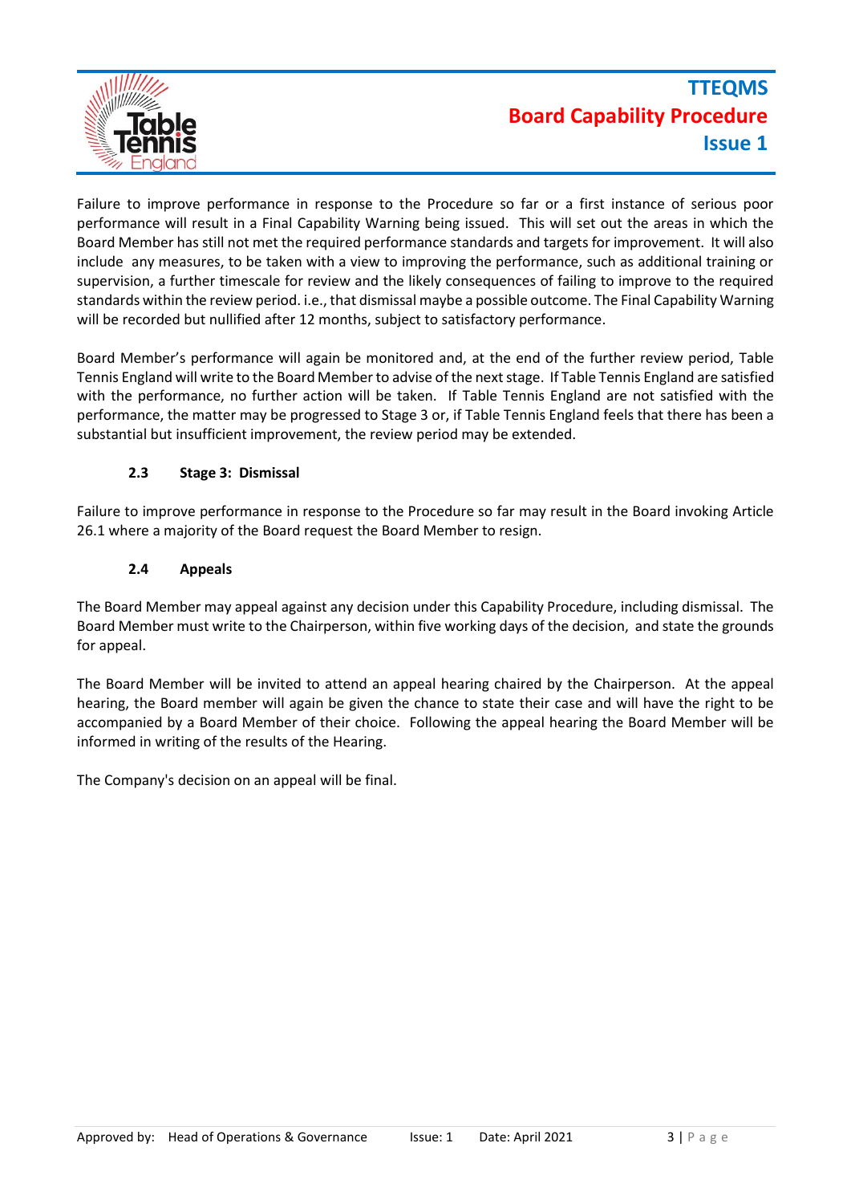Failure to improve performance in response to the Procedure so far or a first instance of serious poor performance will result in a Final Capability Warning being issued. This will set out the areas in which the Board Member has still not met the required performance standards and targets for improvement. It will also include any measures, to be taken with a view to improving the performance, such as additional training or supervision, a further timescale for review and the likely consequences of failing to improve to the required standards within the review period. i.e., that dismissal maybe a possible outcome. The Final Capability Warning will be recorded but nullified after 12 months, subject to satisfactory performance.

Board Member's performance will again be monitored and, at the end of the further review period, Table Tennis England will write to the Board Member to advise of the next stage. If Table Tennis England are satisfied with the performance, no further action will be taken. If Table Tennis England are not satisfied with the performance, the matter may be progressed to Stage 3 or, if Table Tennis England feels that there has been a substantial but insufficient improvement, the review period may be extended.

### 2.3 Stage 3: Dismissal

Failure to improve performance in response to the Procedure so far may result in the Board invoking Article 26.1 where a majority of the Board request the Board Member to resign.

### 2.4 Appeals

The Board Member may appeal against any decision under this Capability Procedure, including dismissal. The Board Member must write to the Chairperson, within five working days of the decision, and state the grounds for appeal.

The Board Member will be invited to attend an appeal hearing chaired by the Chairperson. At the appeal hearing, the Board member will again be given the chance to state their case and will have the right to be accompanied by a Board Member of their choice. Following the appeal hearing the Board Member will be informed in writing of the results of the Hearing.

The Company's decision on an appeal will be final.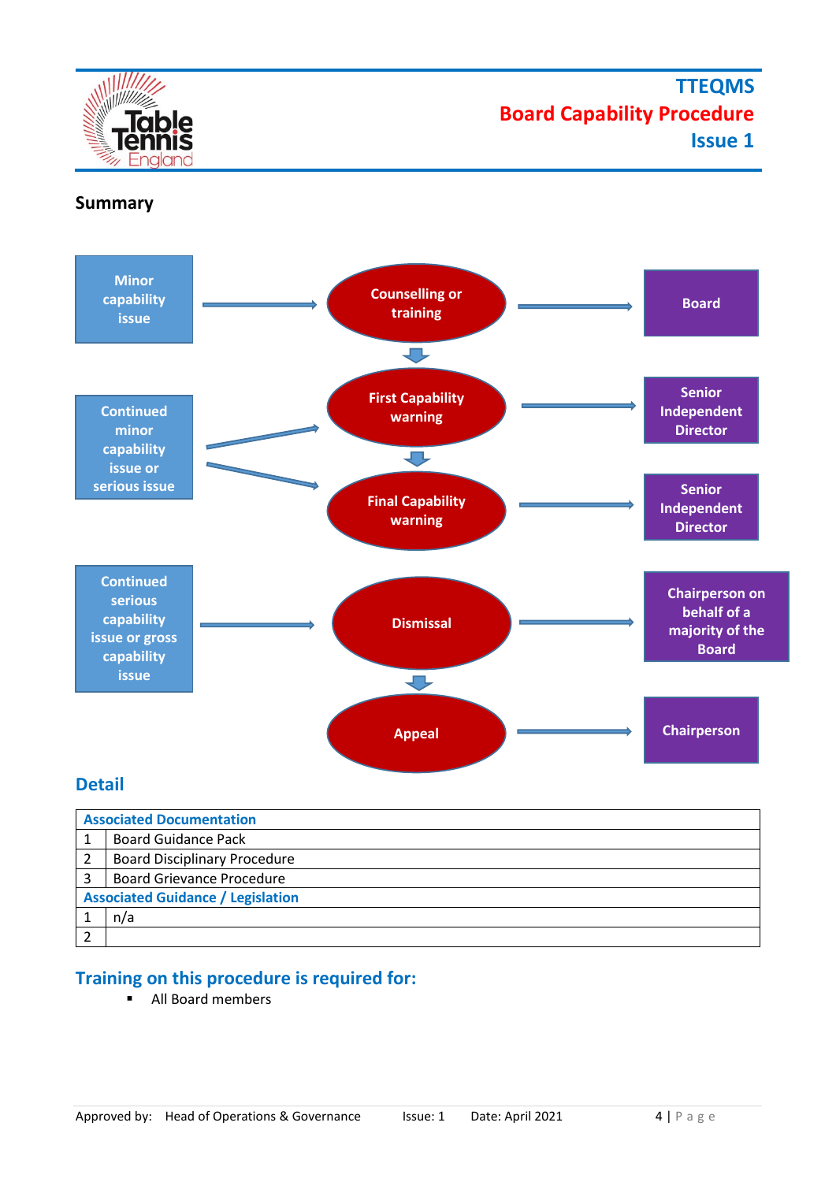## Summary

| Issue | Action | Decision by |
|---|---|---|
| Minor capability issue | Counselling or training | Board |
| Continued minor capability issue or serious issue | First Capability warning | Senior Independent Director |
| Continued minor capability issue or serious issue | Final Capability warning | Senior Independent Director |
| Continued serious capability issue or gross capability issue | Dismissal | Chairperson on behalf of a majority of the Board |
| | Appeal | Chairperson |

## Detail

| Associated Documentation | |
|---|---|
| 1 | Board Guidance Pack |
| 2 | Board Disciplinary Procedure |
| 3 | Board Grievance Procedure |
| **Associated Guidance / Legislation** | |
| 1 | n/a |
| 2 | |

## Training on this procedure is required for:

- All Board members

Approved by: Head of Operations & Governance Issue: 1 Date: April 2021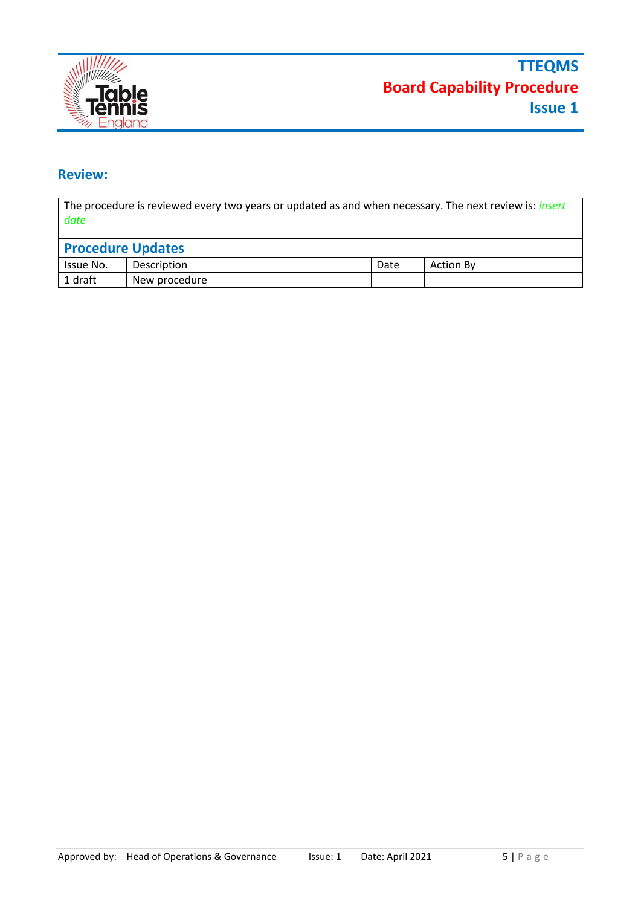## Review:

| | | | |
|---|---|---|---|
| The procedure is reviewed every two years or updated as and when necessary. The next review is: *insert date* | | | |
| | | | |
| **Procedure Updates** | | | |
| Issue No. | Description | Date | Action By |
| 1 draft | New procedure | | |